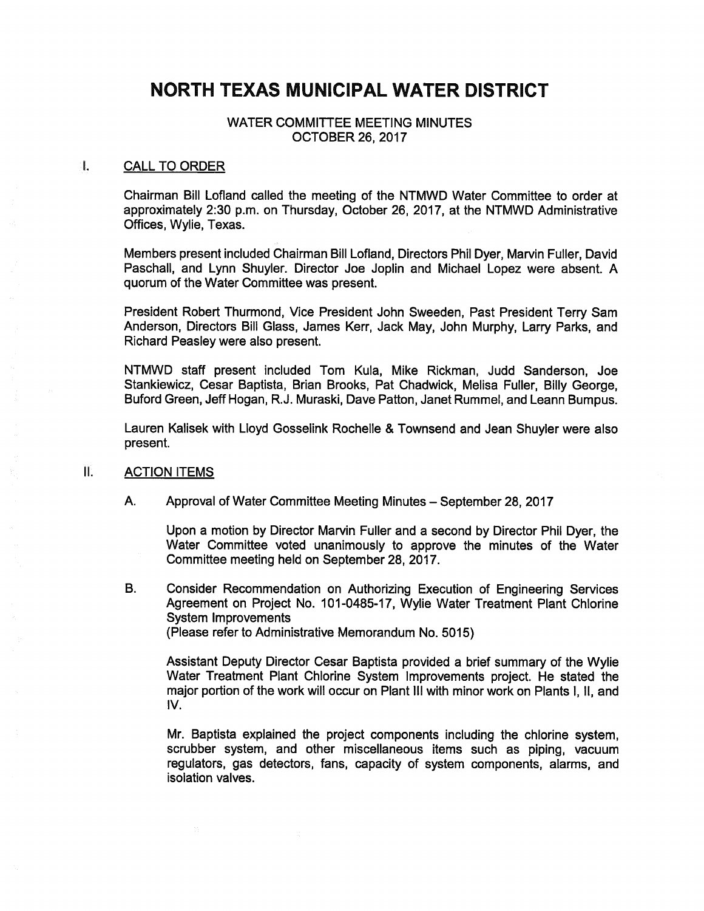# NORTH TEXAS MUNICIPAL WATER DISTRICT

WATER COMMITTEE MEETING MINUTES
OCTOBER 26, 2017

## I. CALL TO ORDER

Chairman Bill Lofland called the meeting of the NTMWD Water Committee to order at approximately 2:30 p.m. on Thursday, October 26, 2017, at the NTMWD Administrative Offices, Wylie, Texas.

Members present included Chairman Bill Lofland, Directors Phil Dyer, Marvin Fuller, David Paschall, and Lynn Shuyler. Director Joe Joplin and Michael Lopez were absent. A quorum of the Water Committee was present.

President Robert Thurmond, Vice President John Sweeden, Past President Terry Sam Anderson, Directors Bill Glass, James Kerr, Jack May, John Murphy, Larry Parks, and Richard Peasley were also present.

NTMWD staff present included Tom Kula, Mike Rickman, Judd Sanderson, Joe Stankiewicz, Cesar Baptista, Brian Brooks, Pat Chadwick, Melisa Fuller, Billy George, Buford Green, Jeff Hogan, R.J. Muraski, Dave Patton, Janet Rummel, and Leann Bumpus.

Lauren Kalisek with Lloyd Gosselink Rochelle & Townsend and Jean Shuyler were also present.

## II. ACTION ITEMS

A. Approval of Water Committee Meeting Minutes – September 28, 2017

Upon a motion by Director Marvin Fuller and a second by Director Phil Dyer, the Water Committee voted unanimously to approve the minutes of the Water Committee meeting held on September 28, 2017.

B. Consider Recommendation on Authorizing Execution of Engineering Services Agreement on Project No. 101-0485-17, Wylie Water Treatment Plant Chlorine System Improvements
(Please refer to Administrative Memorandum No. 5015)

Assistant Deputy Director Cesar Baptista provided a brief summary of the Wylie Water Treatment Plant Chlorine System Improvements project. He stated the major portion of the work will occur on Plant III with minor work on Plants I, II, and IV.

Mr. Baptista explained the project components including the chlorine system, scrubber system, and other miscellaneous items such as piping, vacuum regulators, gas detectors, fans, capacity of system components, alarms, and isolation valves.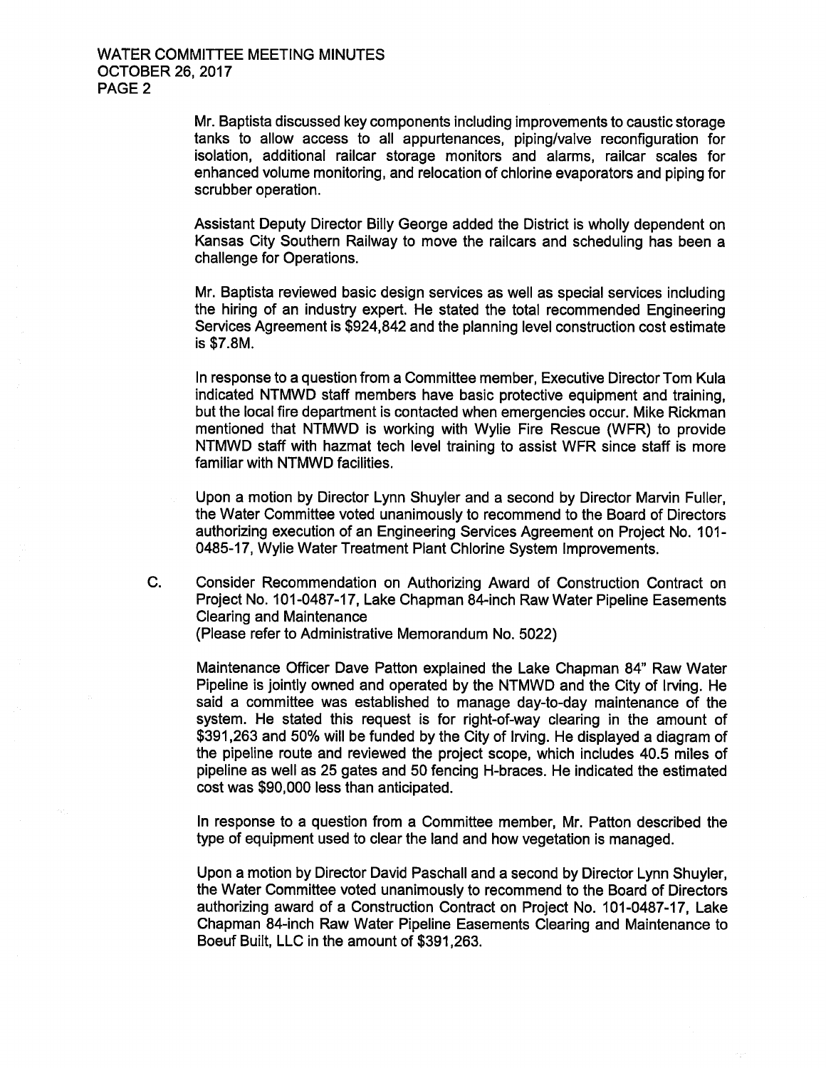Mr. Baptista discussed key components including improvements to caustic storage tanks to allow access to all appurtenances, piping/valve reconfiguration for isolation, additional railcar storage monitors and alarms, railcar scales for enhanced volume monitoring, and relocation of chlorine evaporators and piping for scrubber operation.

Assistant Deputy Director Billy George added the District is wholly dependent on Kansas City Southern Railway to move the railcars and scheduling has been a challenge for Operations.

Mr. Baptista reviewed basic design services as well as special services including the hiring of an industry expert. He stated the total recommended Engineering Services Agreement is $924,842 and the planning level construction cost estimate is $7.8M.

In response to a question from a Committee member, Executive Director Tom Kula indicated NTMWD staff members have basic protective equipment and training, but the local fire department is contacted when emergencies occur. Mike Rickman mentioned that NTMWD is working with Wylie Fire Rescue (WFR) to provide NTMWD staff with hazmat tech level training to assist WFR since staff is more familiar with NTMWD facilities.

Upon a motion by Director Lynn Shuyler and a second by Director Marvin Fuller, the Water Committee voted unanimously to recommend to the Board of Directors authorizing execution of an Engineering Services Agreement on Project No. 101-0485-17, Wylie Water Treatment Plant Chlorine System Improvements.

C. Consider Recommendation on Authorizing Award of Construction Contract on Project No. 101-0487-17, Lake Chapman 84-inch Raw Water Pipeline Easements Clearing and Maintenance
(Please refer to Administrative Memorandum No. 5022)

Maintenance Officer Dave Patton explained the Lake Chapman 84" Raw Water Pipeline is jointly owned and operated by the NTMWD and the City of Irving. He said a committee was established to manage day-to-day maintenance of the system. He stated this request is for right-of-way clearing in the amount of $391,263 and 50% will be funded by the City of Irving. He displayed a diagram of the pipeline route and reviewed the project scope, which includes 40.5 miles of pipeline as well as 25 gates and 50 fencing H-braces. He indicated the estimated cost was $90,000 less than anticipated.

In response to a question from a Committee member, Mr. Patton described the type of equipment used to clear the land and how vegetation is managed.

Upon a motion by Director David Paschall and a second by Director Lynn Shuyler, the Water Committee voted unanimously to recommend to the Board of Directors authorizing award of a Construction Contract on Project No. 101-0487-17, Lake Chapman 84-inch Raw Water Pipeline Easements Clearing and Maintenance to Boeuf Built, LLC in the amount of $391,263.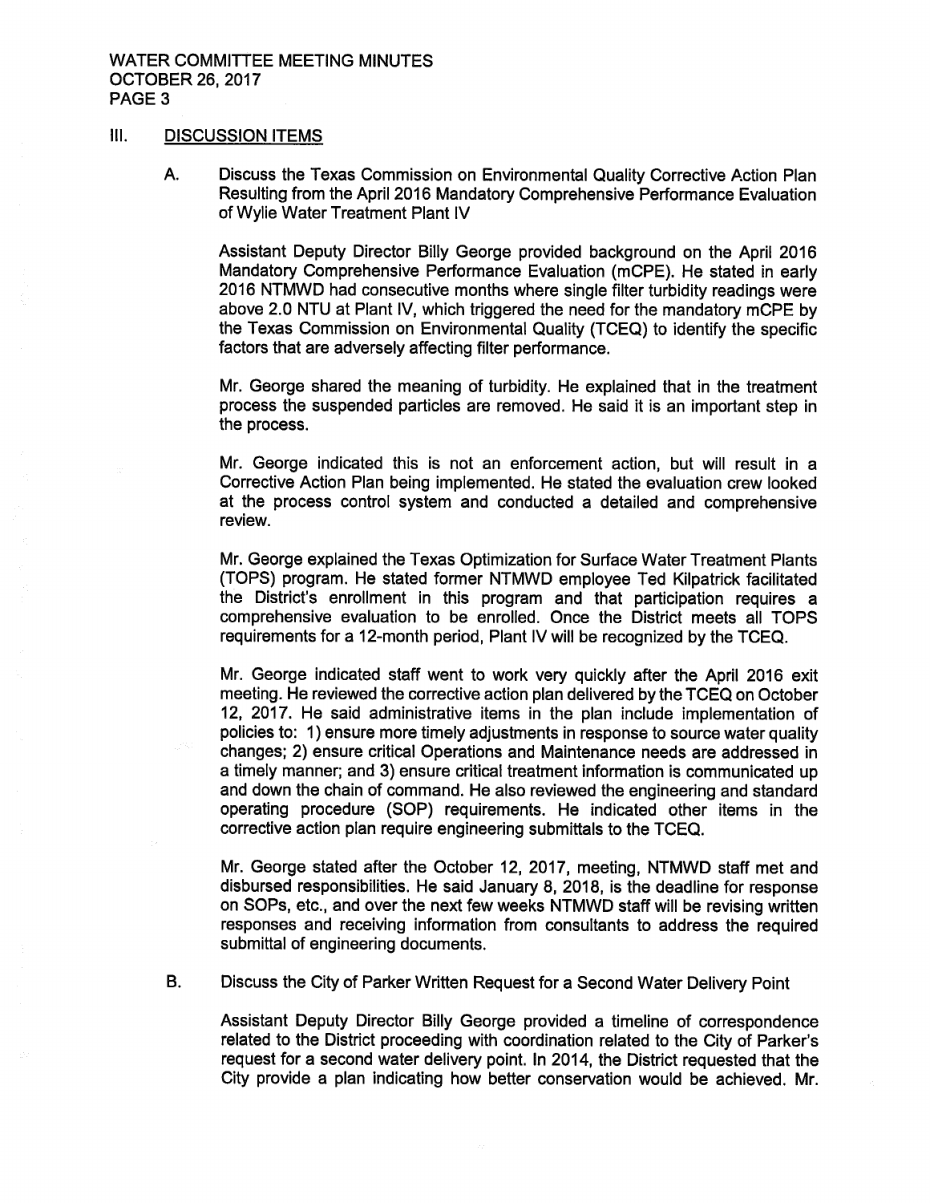## III. DISCUSSION ITEMS

A. Discuss the Texas Commission on Environmental Quality Corrective Action Plan Resulting from the April 2016 Mandatory Comprehensive Performance Evaluation of Wylie Water Treatment Plant IV

Assistant Deputy Director Billy George provided background on the April 2016 Mandatory Comprehensive Performance Evaluation (mCPE). He stated in early 2016 NTMWD had consecutive months where single filter turbidity readings were above 2.0 NTU at Plant IV, which triggered the need for the mandatory mCPE by the Texas Commission on Environmental Quality (TCEQ) to identify the specific factors that are adversely affecting filter performance.

Mr. George shared the meaning of turbidity. He explained that in the treatment process the suspended particles are removed. He said it is an important step in the process.

Mr. George indicated this is not an enforcement action, but will result in a Corrective Action Plan being implemented. He stated the evaluation crew looked at the process control system and conducted a detailed and comprehensive review.

Mr. George explained the Texas Optimization for Surface Water Treatment Plants (TOPS) program. He stated former NTMWD employee Ted Kilpatrick facilitated the District's enrollment in this program and that participation requires a comprehensive evaluation to be enrolled. Once the District meets all TOPS requirements for a 12-month period, Plant IV will be recognized by the TCEQ.

Mr. George indicated staff went to work very quickly after the April 2016 exit meeting. He reviewed the corrective action plan delivered by the TCEQ on October 12, 2017. He said administrative items in the plan include implementation of policies to: 1) ensure more timely adjustments in response to source water quality changes; 2) ensure critical Operations and Maintenance needs are addressed in a timely manner; and 3) ensure critical treatment information is communicated up and down the chain of command. He also reviewed the engineering and standard operating procedure (SOP) requirements. He indicated other items in the corrective action plan require engineering submittals to the TCEQ.

Mr. George stated after the October 12, 2017, meeting, NTMWD staff met and disbursed responsibilities. He said January 8, 2018, is the deadline for response on SOPs, etc., and over the next few weeks NTMWD staff will be revising written responses and receiving information from consultants to address the required submittal of engineering documents.

B. Discuss the City of Parker Written Request for a Second Water Delivery Point

Assistant Deputy Director Billy George provided a timeline of correspondence related to the District proceeding with coordination related to the City of Parker's request for a second water delivery point. In 2014, the District requested that the City provide a plan indicating how better conservation would be achieved. Mr.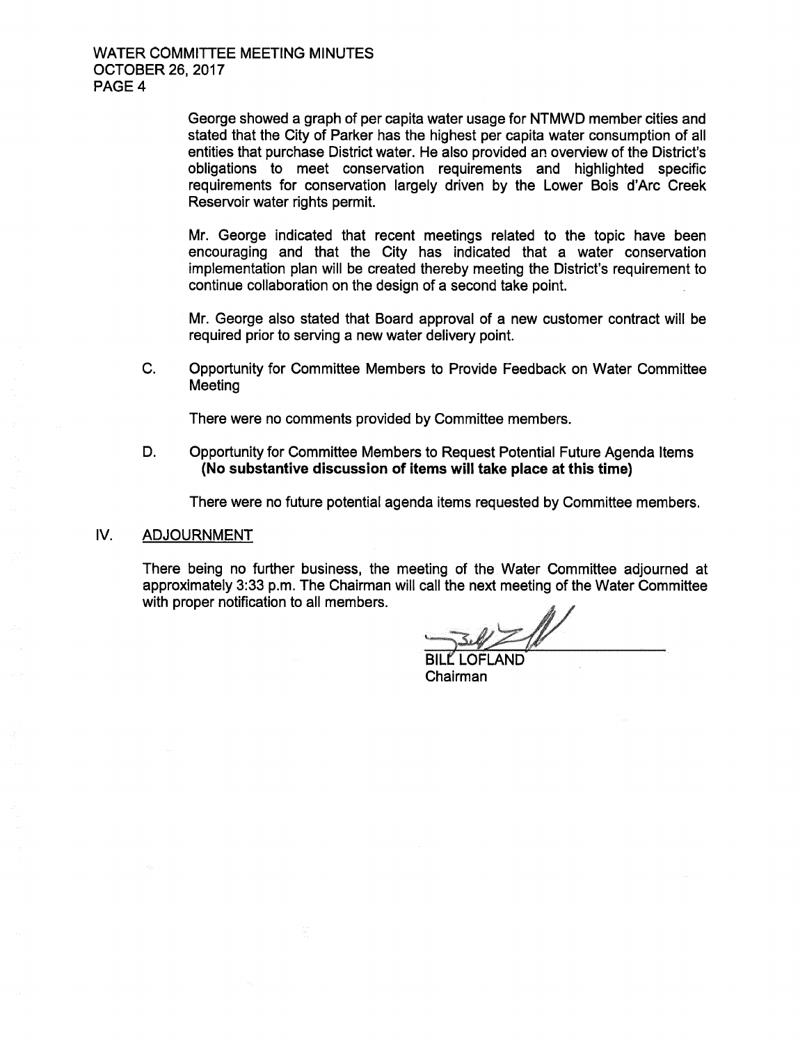George showed a graph of per capita water usage for NTMWD member cities and stated that the City of Parker has the highest per capita water consumption of all entities that purchase District water. He also provided an overview of the District's obligations to meet conservation requirements and highlighted specific requirements for conservation largely driven by the Lower Bois d'Arc Creek Reservoir water rights permit.

Mr. George indicated that recent meetings related to the topic have been encouraging and that the City has indicated that a water conservation implementation plan will be created thereby meeting the District's requirement to continue collaboration on the design of a second take point.

Mr. George also stated that Board approval of a new customer contract will be required prior to serving a new water delivery point.

C. Opportunity for Committee Members to Provide Feedback on Water Committee Meeting

There were no comments provided by Committee members.

D. Opportunity for Committee Members to Request Potential Future Agenda Items **(No substantive discussion of items will take place at this time)**

There were no future potential agenda items requested by Committee members.

## IV. ADJOURNMENT

There being no further business, the meeting of the Water Committee adjourned at approximately 3:33 p.m. The Chairman will call the next meeting of the Water Committee with proper notification to all members.

BILL LOFLAND
Chairman